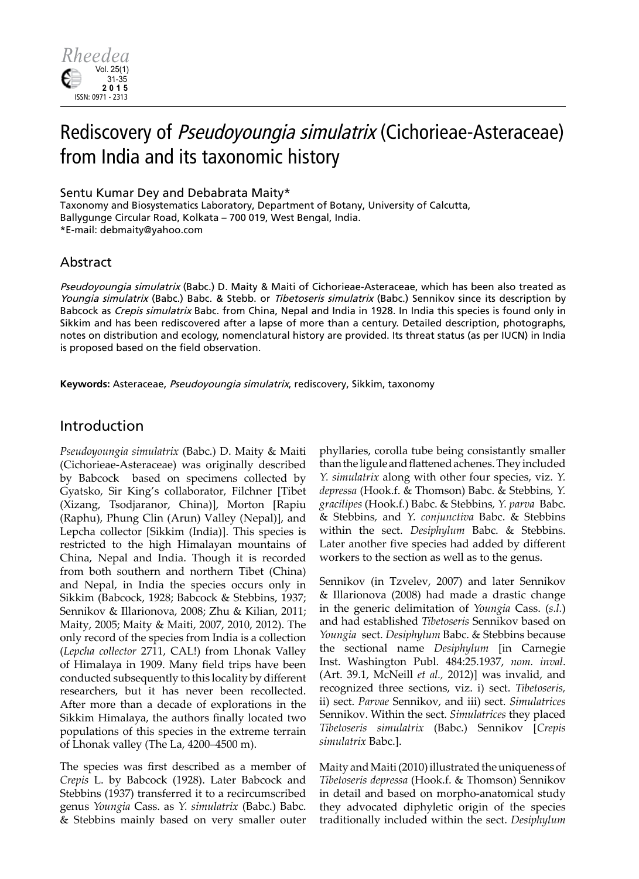# Rediscovery of *Pseudoyoungia simulatrix* (Cichorieae-Asteraceae) from India and its taxonomic history

Sentu Kumar Dey and Debabrata Maity*

Taxonomy and Biosystematics Laboratory, Department of Botany, University of Calcutta, Ballygunge Circular Road, Kolkata – 700 019, West Bengal, India.

*E-mail: debmaity@yahoo.com

## Abstract

*Pseudoyoungia simulatrix* (Babc.) D. Maity & Maiti of Cichorieae-Asteraceae, which has been also treated as *Youngia simulatrix* (Babc.) Babc. & Stebb. or *Tibetoseris simulatrix* (Babc.) Sennikov since its description by Babcock as *Crepis simulatrix* Babc. from China, Nepal and India in 1928. In India this species is found only in Sikkim and has been rediscovered after a lapse of more than a century. Detailed description, photographs, notes on distribution and ecology, nomenclatural history are provided. Its threat status (as per IUCN) in India is proposed based on the field observation.

**Keywords:** Asteraceae, *Pseudoyoungia simulatrix*, rediscovery, Sikkim, taxonomy

## Introduction

*Pseudoyoungia simulatrix* (Babc.) D. Maity & Maiti (Cichorieae-Asteraceae) was originally described by Babcock based on specimens collected by Gyatsko, Sir King's collaborator, Filchner [Tibet (Xizang, Tsodjaranor, China)], Morton [Rapiu (Raphu), Phung Clin (Arun) Valley (Nepal)], and Lepcha collector [Sikkim (India)]. This species is restricted to the high Himalayan mountains of China, Nepal and India. Though it is recorded from both southern and northern Tibet (China) and Nepal, in India the species occurs only in Sikkim (Babcock, 1928; Babcock & Stebbins, 1937; Sennikov & Illarionova, 2008; Zhu & Kilian, 2011; Maity, 2005; Maity & Maiti, 2007, 2010, 2012). The only record of the species from India is a collection (*Lepcha collector* 2711, CAL!) from Lhonak Valley of Himalaya in 1909. Many field trips have been conducted subsequently to this locality by different researchers, but it has never been recollected. After more than a decade of explorations in the Sikkim Himalaya, the authors finally located two populations of this species in the extreme terrain of Lhonak valley (The La, 4200–4500 m).

The species was first described as a member of *Crepis* L. by Babcock (1928). Later Babcock and Stebbins (1937) transferred it to a recircumscribed genus *Youngia* Cass. as *Y. simulatrix* (Babc.) Babc. & Stebbins mainly based on very smaller outer phyllaries, corolla tube being consistantly smaller than the ligule and flattened achenes. They included *Y. simulatrix* along with other four species, viz. *Y. depressa* (Hook.f. & Thomson) Babc. & Stebbins, *Y. gracilipes* (Hook.f.) Babc. & Stebbins, *Y. parva* Babc. & Stebbins, and *Y. conjunctiva* Babc. & Stebbins within the sect. *Desiphylum* Babc. & Stebbins. Later another five species had added by different workers to the section as well as to the genus.

Sennikov (in Tzvelev, 2007) and later Sennikov & Illarionova (2008) had made a drastic change in the generic delimitation of *Youngia* Cass. (*s.l.*) and had established *Tibetoseris* Sennikov based on *Youngia* sect. *Desiphylum* Babc. & Stebbins because the sectional name *Desiphylum* [in Carnegie Inst. Washington Publ. 484:25.1937, *nom. inval*. (Art. 39.1, McNeill *et al*., 2012)] was invalid, and recognized three sections, viz. i) sect. *Tibetoseris*, ii) sect. *Parvae* Sennikov, and iii) sect. *Simulatrices* Sennikov. Within the sect. *Simulatrices* they placed *Tibetoseris simulatrix* (Babc.) Sennikov [*Crepis simulatrix* Babc.].

Maity and Maiti (2010) illustrated the uniqueness of *Tibetoseris depressa* (Hook.f. & Thomson) Sennikov in detail and based on morpho-anatomical study they advocated diphyletic origin of the species traditionally included within the sect. *Desiphylum*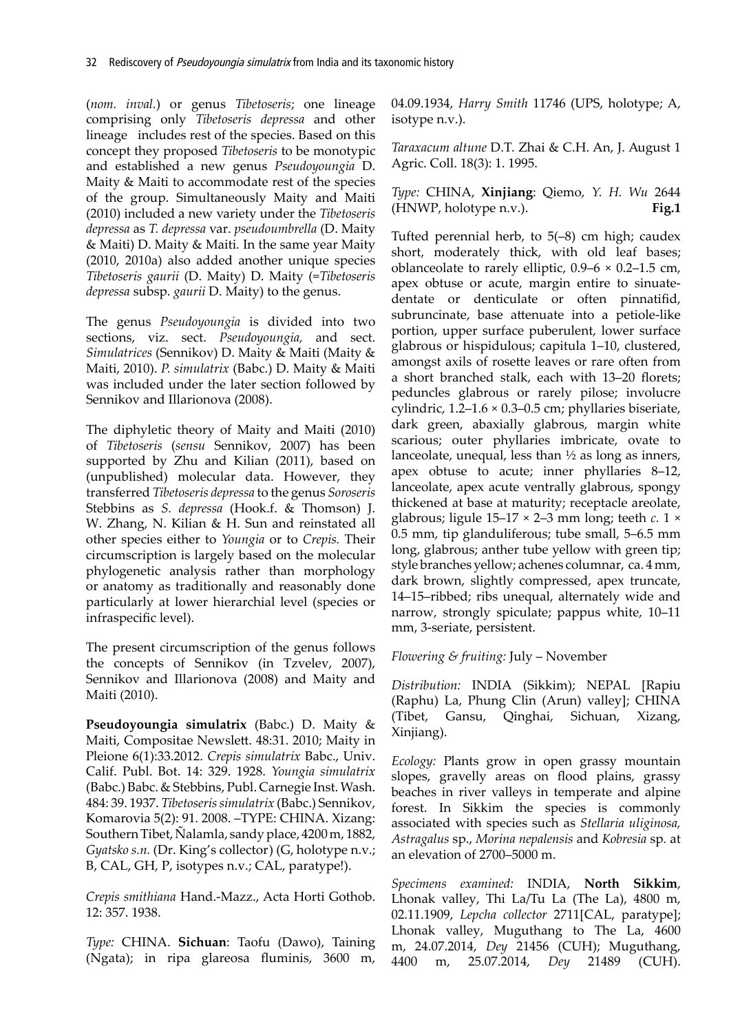(*nom. inval.*) or genus *Tibetoseris*; one lineage comprising only *Tibetoseris depressa* and other lineage includes rest of the species. Based on this concept they proposed *Tibetoseris* to be monotypic and established a new genus *Pseudoyoungia* D. Maity & Maiti to accommodate rest of the species of the group. Simultaneously Maity and Maiti (2010) included a new variety under the *Tibetoseris depressa* as *T. depressa* var. *pseudoumbrella* (D. Maity & Maiti) D. Maity & Maiti. In the same year Maity (2010, 2010a) also added another unique species *Tibetoseris gaurii* (D. Maity) D. Maity (=*Tibetoseris depressa* subsp. *gaurii* D. Maity) to the genus.

The genus *Pseudoyoungia* is divided into two sections, viz. sect. *Pseudoyoungia,* and sect. *Simulatrices* (Sennikov) D. Maity & Maiti (Maity & Maiti, 2010). *P. simulatrix* (Babc.) D. Maity & Maiti was included under the later section followed by Sennikov and Illarionova (2008).

The diphyletic theory of Maity and Maiti (2010) of *Tibetoseris* (*sensu* Sennikov, 2007) has been supported by Zhu and Kilian (2011), based on (unpublished) molecular data. However, they transferred *Tibetoseris depressa* to the genus *Soroseris* Stebbins as *S. depressa* (Hook.f. & Thomson) J. W. Zhang, N. Kilian & H. Sun and reinstated all other species either to *Youngia* or to *Crepis.* Their circumscription is largely based on the molecular phylogenetic analysis rather than morphology or anatomy as traditionally and reasonably done particularly at lower hierarchial level (species or infraspecific level).

The present circumscription of the genus follows the concepts of Sennikov (in Tzvelev, 2007), Sennikov and Illarionova (2008) and Maity and Maiti (2010).

**Pseudoyoungia simulatrix** (Babc.) D. Maity & Maiti, Compositae Newslett. 48:31. 2010; Maity in Pleione 6(1):33.2012. *Crepis simulatrix* Babc., Univ. Calif. Publ. Bot. 14: 329. 1928. *Youngia simulatrix* (Babc.) Babc. & Stebbins, Publ. Carnegie Inst. Wash. 484: 39. 1937. *Tibetoseris simulatrix* (Babc.) Sennikov, Komarovia 5(2): 91. 2008. –TYPE: CHINA. Xizang: Southern Tibet, Ñalamla, sandy place, 4200 m, 1882, *Gyatsko s.n.* (Dr. King's collector) (G, holotype n.v.; B, CAL, GH, P, isotypes n.v.; CAL, paratype!).

*Crepis smithiana* Hand.-Mazz., Acta Horti Gothob. 12: 357. 1938.

*Type:* CHINA. **Sichuan**: Taofu (Dawo), Taining (Ngata); in ripa glareosa fluminis, 3600 m, 04.09.1934, *Harry Smith* 11746 (UPS, holotype; A, isotype n.v.).

*Taraxacum altune* D.T. Zhai & C.H. An, J. August 1 Agric. Coll. 18(3): 1. 1995.

*Type:* CHINA, **Xinjiang**: Qiemo, *Y. H. Wu* 2644 (HNWP, holotype n.v.). **Fig.1**

Tufted perennial herb, to 5(–8) cm high; caudex short, moderately thick, with old leaf bases; oblanceolate to rarely elliptic, 0.9–6 × 0.2–1.5 cm, apex obtuse or acute, margin entire to sinuate-dentate or denticulate or often pinnatifid, subruncinate, base attenuate into a petiole-like portion, upper surface puberulent, lower surface glabrous or hispidulous; capitula 1–10, clustered, amongst axils of rosette leaves or rare often from a short branched stalk, each with 13–20 florets; peduncles glabrous or rarely pilose; involucre cylindric, 1.2–1.6 × 0.3–0.5 cm; phyllaries biseriate, dark green, abaxially glabrous, margin white scarious; outer phyllaries imbricate, ovate to lanceolate, unequal, less than ½ as long as inners, apex obtuse to acute; inner phyllaries 8–12, lanceolate, apex acute ventrally glabrous, spongy thickened at base at maturity; receptacle areolate, glabrous; ligule 15–17 × 2–3 mm long; teeth *c.* 1 × 0.5 mm, tip glanduliferous; tube small, 5–6.5 mm long, glabrous; anther tube yellow with green tip; style branches yellow; achenes columnar, ca. 4 mm, dark brown, slightly compressed, apex truncate, 14–15–ribbed; ribs unequal, alternately wide and narrow, strongly spiculate; pappus white, 10–11 mm, 3-seriate, persistent.

*Flowering & fruiting:* July – November

*Distribution:* INDIA (Sikkim); NEPAL [Rapiu (Raphu) La, Phung Clin (Arun) valley]; CHINA (Tibet, Gansu, Qinghai, Sichuan, Xizang, Xinjiang).

*Ecology:* Plants grow in open grassy mountain slopes, gravelly areas on flood plains, grassy beaches in river valleys in temperate and alpine forest. In Sikkim the species is commonly associated with species such as *Stellaria uliginosa, Astragalus* sp., *Morina nepalensis* and *Kobresia* sp. at an elevation of 2700–5000 m.

*Specimens examined:* INDIA, **North Sikkim**, Lhonak valley, Thi La/Tu La (The La), 4800 m, 02.11.1909, *Lepcha collector* 2711[CAL, paratype]; Lhonak valley, Muguthang to The La, 4600 m, 24.07.2014, *Dey* 21456 (CUH); Muguthang, 4400 m, 25.07.2014, *Dey* 21489 (CUH).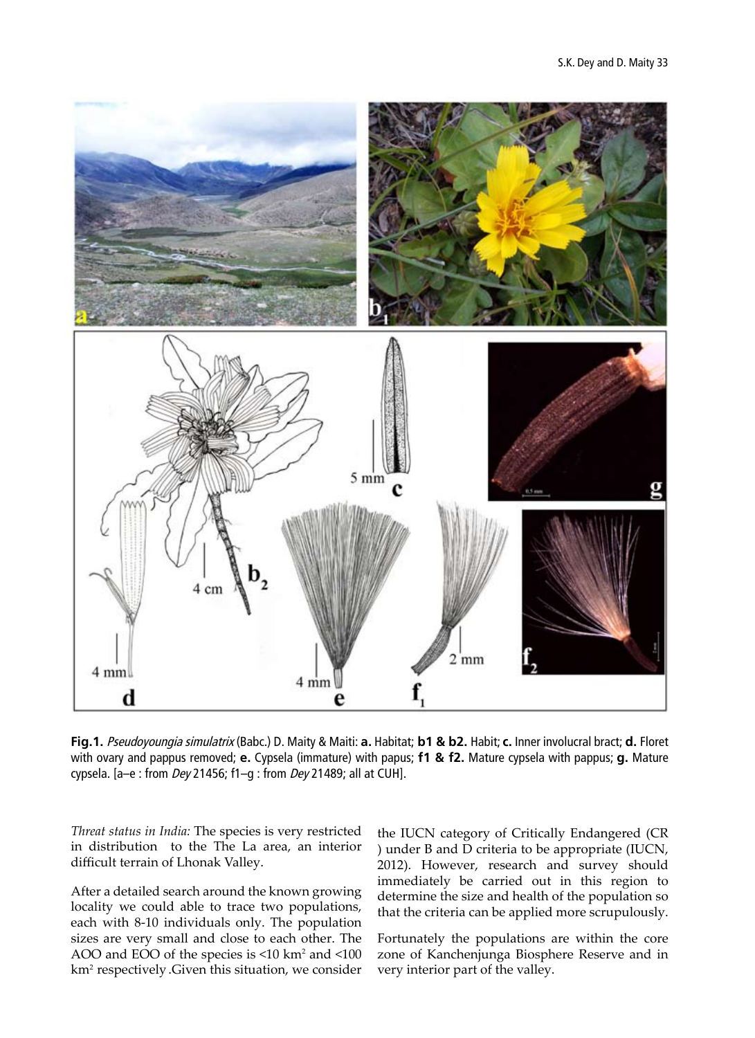**Fig.1.** *Pseudoyoungia simulatrix* (Babc.) D. Maity & Maiti: **a.** Habitat; **b1 & b2.** Habit; **c.** Inner involucral bract; **d.** Floret with ovary and pappus removed; **e.** Cypsela (immature) with papus; **f1 & f2.** Mature cypsela with pappus; **g.** Mature cypsela. [a–e : from *Dey* 21456; f1–g : from *Dey* 21489; all at CUH].

*Threat status in India:* The species is very restricted in distribution to the The La area, an interior difficult terrain of Lhonak Valley.

After a detailed search around the known growing locality we could able to trace two populations, each with 8-10 individuals only. The population sizes are very small and close to each other. The AOO and EOO of the species is <10 km$^2$ and <100 km$^2$ respectively .Given this situation, we consider the IUCN category of Critically Endangered (CR ) under B and D criteria to be appropriate (IUCN, 2012). However, research and survey should immediately be carried out in this region to determine the size and health of the population so that the criteria can be applied more scrupulously.

Fortunately the populations are within the core zone of Kanchenjunga Biosphere Reserve and in very interior part of the valley.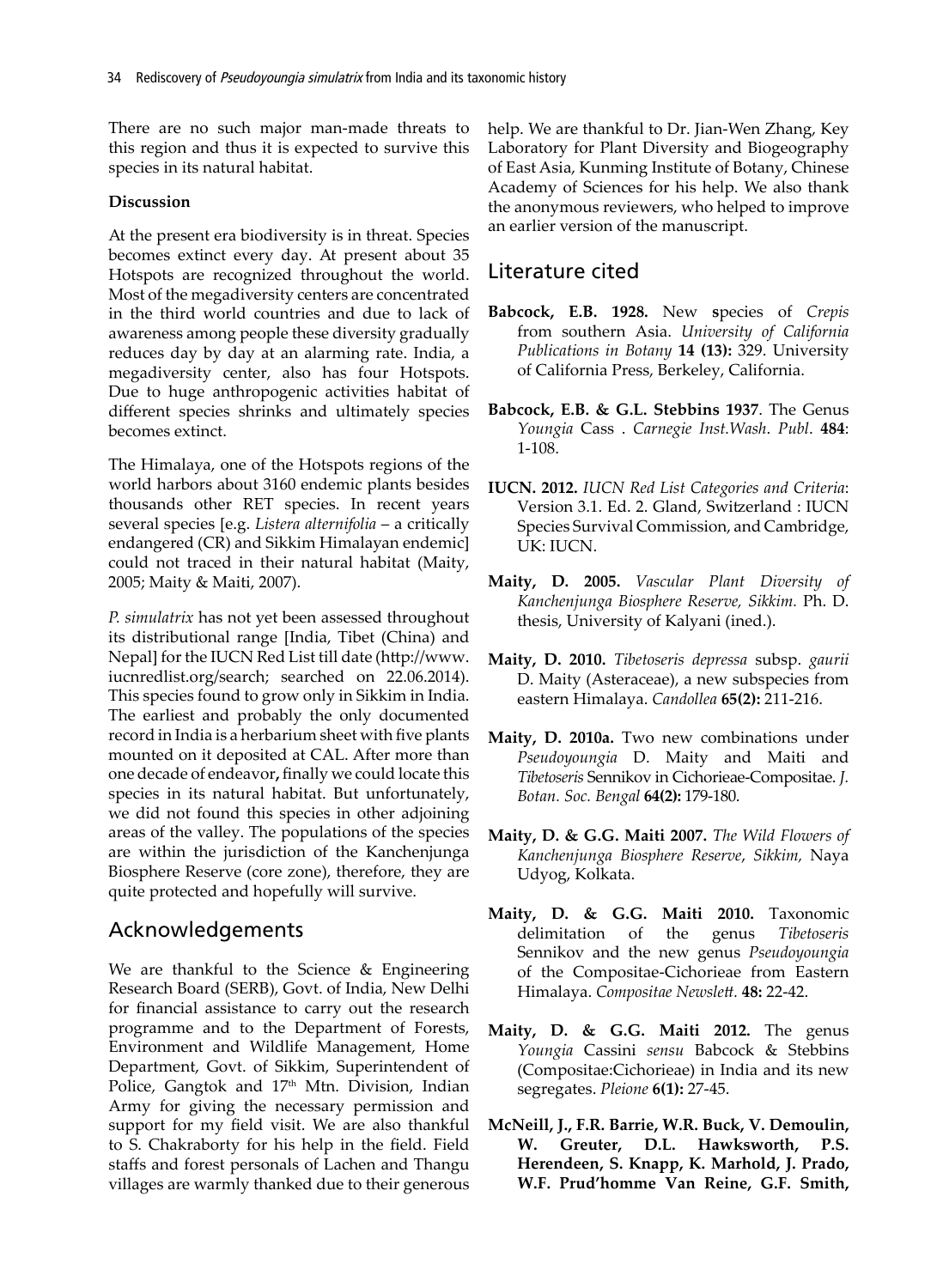There are no such major man-made threats to this region and thus it is expected to survive this species in its natural habitat.

**Discussion**

At the present era biodiversity is in threat. Species becomes extinct every day. At present about 35 Hotspots are recognized throughout the world. Most of the megadiversity centers are concentrated in the third world countries and due to lack of awareness among people these diversity gradually reduces day by day at an alarming rate. India, a megadiversity center, also has four Hotspots. Due to huge anthropogenic activities habitat of different species shrinks and ultimately species becomes extinct.

The Himalaya, one of the Hotspots regions of the world harbors about 3160 endemic plants besides thousands other RET species. In recent years several species [e.g. *Listera alternifolia* – a critically endangered (CR) and Sikkim Himalayan endemic] could not traced in their natural habitat (Maity, 2005; Maity & Maiti, 2007).

*P. simulatrix* has not yet been assessed throughout its distributional range [India, Tibet (China) and Nepal] for the IUCN Red List till date (http://www.iucnredlist.org/search; searched on 22.06.2014). This species found to grow only in Sikkim in India. The earliest and probably the only documented record in India is a herbarium sheet with five plants mounted on it deposited at CAL. After more than one decade of endeavor**,** finally we could locate this species in its natural habitat. But unfortunately, we did not found this species in other adjoining areas of the valley. The populations of the species are within the jurisdiction of the Kanchenjunga Biosphere Reserve (core zone), therefore, they are quite protected and hopefully will survive.

## Acknowledgements

We are thankful to the Science & Engineering Research Board (SERB), Govt. of India, New Delhi for financial assistance to carry out the research programme and to the Department of Forests, Environment and Wildlife Management, Home Department, Govt. of Sikkim, Superintendent of Police, Gangtok and 17th Mtn. Division, Indian Army for giving the necessary permission and support for my field visit. We are also thankful to S. Chakraborty for his help in the field. Field staffs and forest personals of Lachen and Thangu villages are warmly thanked due to their generous help. We are thankful to Dr. Jian-Wen Zhang, Key Laboratory for Plant Diversity and Biogeography of East Asia, Kunming Institute of Botany, Chinese Academy of Sciences for his help. We also thank the anonymous reviewers, who helped to improve an earlier version of the manuscript.

## Literature cited

**Babcock, E.B. 1928.** New species of *Crepis* from southern Asia. *University of California Publications in Botany* **14 (13):** 329. University of California Press, Berkeley, California.

**Babcock, E.B. & G.L. Stebbins 1937**. The Genus *Youngia* Cass . *Carnegie Inst.Wash*. *Publ*. **484**: 1-108.

**IUCN. 2012.** *IUCN Red List Categories and Criteria*: Version 3.1. Ed. 2. Gland, Switzerland : IUCN Species Survival Commission, and Cambridge, UK: IUCN.

**Maity, D. 2005.** *Vascular Plant Diversity of Kanchenjunga Biosphere Reserve, Sikkim.* Ph. D. thesis, University of Kalyani (ined.).

**Maity, D. 2010.** *Tibetoseris depressa* subsp. *gaurii* D. Maity (Asteraceae), a new subspecies from eastern Himalaya. *Candollea* **65(2):** 211-216.

**Maity, D. 2010a.** Two new combinations under *Pseudoyoungia* D. Maity and Maiti and *Tibetoseris* Sennikov in Cichorieae-Compositae. *J. Botan. Soc. Bengal* **64(2):** 179-180.

**Maity, D. & G.G. Maiti 2007.** *The Wild Flowers of Kanchenjunga Biosphere Reserve*, *Sikkim,* Naya Udyog, Kolkata.

**Maity, D. & G.G. Maiti 2010.** Taxonomic delimitation of the genus *Tibetoseris* Sennikov and the new genus *Pseudoyoungia* of the Compositae-Cichorieae from Eastern Himalaya. *Compositae Newslett.* **48:** 22-42.

**Maity, D. & G.G. Maiti 2012.** The genus *Youngia* Cassini *sensu* Babcock & Stebbins (Compositae:Cichorieae) in India and its new segregates. *Pleione* **6(1):** 27-45.

**McNeill, J., F.R. Barrie, W.R. Buck, V. Demoulin, W. Greuter, D.L. Hawksworth, P.S. Herendeen, S. Knapp, K. Marhold, J. Prado, W.F. Prud'homme Van Reine, G.F. Smith,**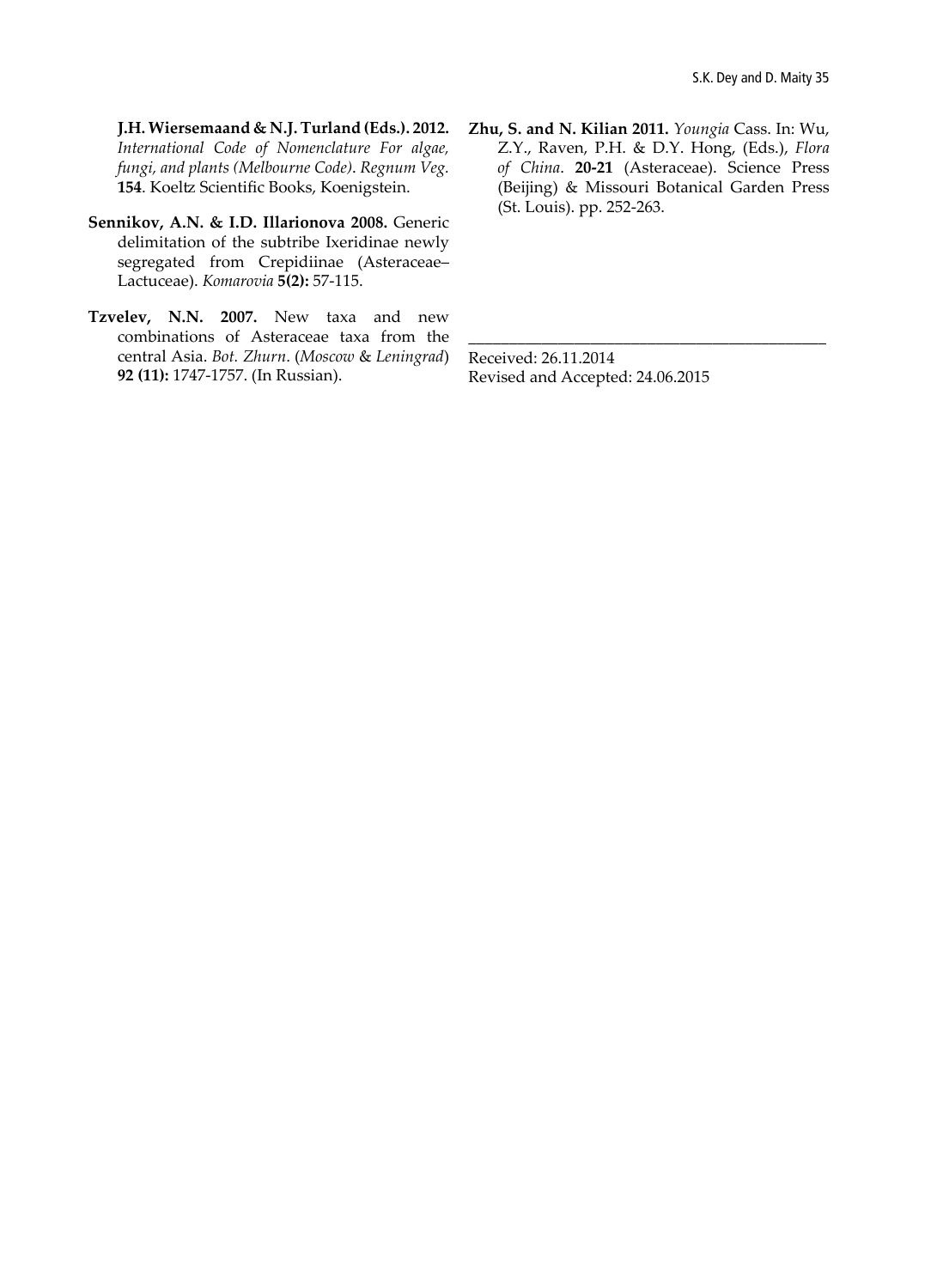**J.H. Wiersemaand & N.J. Turland (Eds.). 2012.** *International Code of Nomenclature For algae, fungi, and plants (Melbourne Code)*. *Regnum Veg.* **154**. Koeltz Scientific Books, Koenigstein.

**Sennikov, A.N. & I.D. Illarionova 2008.** Generic delimitation of the subtribe Ixeridinae newly segregated from Crepidiinae (Asteraceae–Lactuceae). *Komarovia* **5(2):** 57-115.

**Tzvelev, N.N. 2007.** New taxa and new combinations of Asteraceae taxa from the central Asia. *Bot. Zhurn*. (*Moscow* & *Leningrad*) **92 (11):** 1747-1757. (In Russian).

**Zhu, S. and N. Kilian 2011.** *Youngia* Cass. In: Wu, Z.Y., Raven, P.H. & D.Y. Hong, (Eds.), *Flora of China*. **20-21** (Asteraceae). Science Press (Beijing) & Missouri Botanical Garden Press (St. Louis). pp. 252-263.

---

Received: 26.11.2014
Revised and Accepted: 24.06.2015